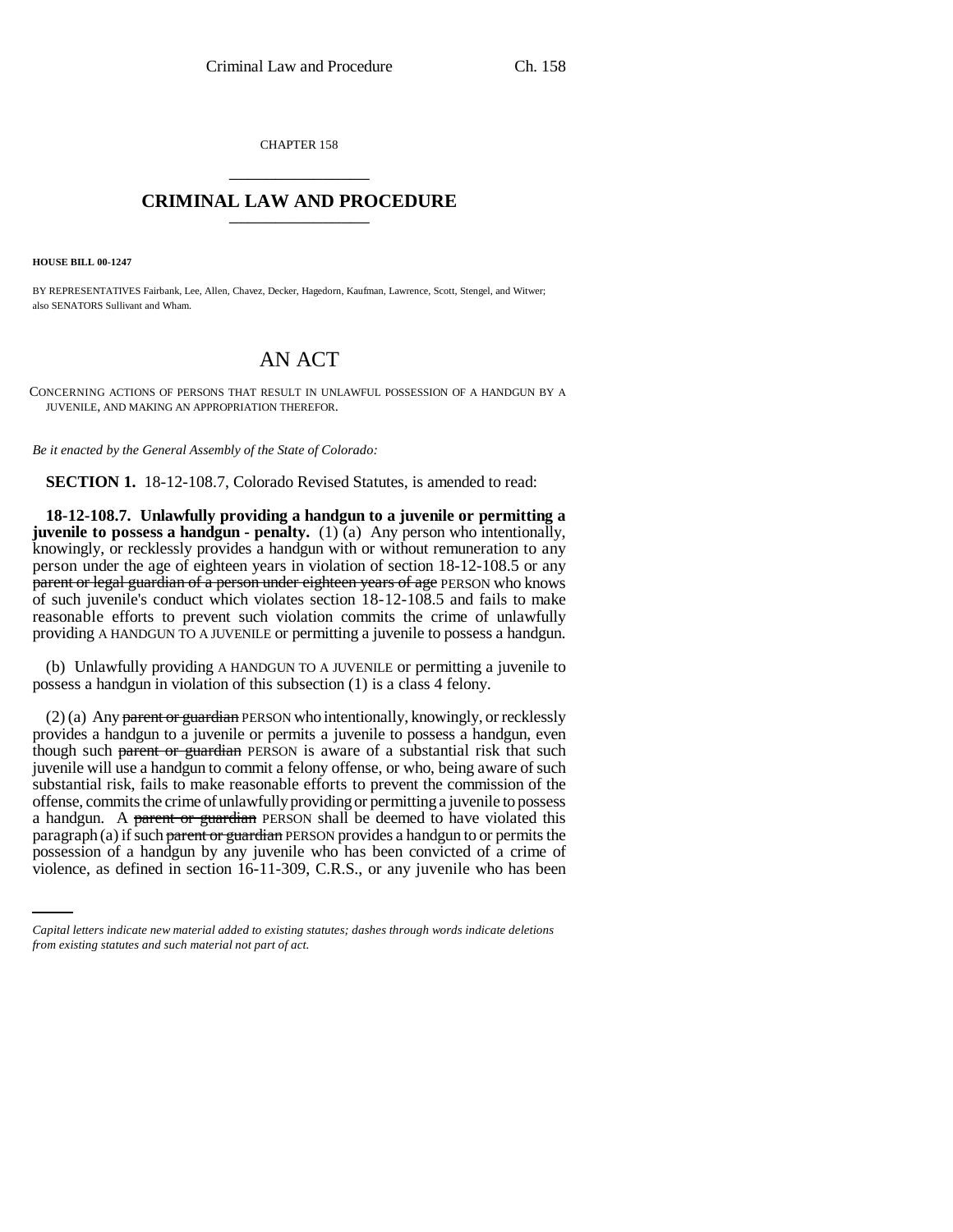CHAPTER 158

# CRIMINAL LAW AND PROCEDURE

**HOUSE BILL 00-1247**

BY REPRESENTATIVES Fairbank, Lee, Allen, Chavez, Decker, Hagedorn, Kaufman, Lawrence, Scott, Stengel, and Witwer; also SENATORS Sullivant and Wham.

# AN ACT

CONCERNING ACTIONS OF PERSONS THAT RESULT IN UNLAWFUL POSSESSION OF A HANDGUN BY A JUVENILE, AND MAKING AN APPROPRIATION THEREFOR.

*Be it enacted by the General Assembly of the State of Colorado:*

**SECTION 1.** 18-12-108.7, Colorado Revised Statutes, is amended to read:

**18-12-108.7. Unlawfully providing a handgun to a juvenile or permitting a juvenile to possess a handgun - penalty.** (1) (a) Any person who intentionally, knowingly, or recklessly provides a handgun with or without remuneration to any person under the age of eighteen years in violation of section 18-12-108.5 or any ~~parent or legal guardian of a person under eighteen years of age~~ PERSON who knows of such juvenile's conduct which violates section 18-12-108.5 and fails to make reasonable efforts to prevent such violation commits the crime of unlawfully providing A HANDGUN TO A JUVENILE or permitting a juvenile to possess a handgun.

(b) Unlawfully providing A HANDGUN TO A JUVENILE or permitting a juvenile to possess a handgun in violation of this subsection (1) is a class 4 felony.

(2) (a) Any ~~parent or guardian~~ PERSON who intentionally, knowingly, or recklessly provides a handgun to a juvenile or permits a juvenile to possess a handgun, even though such ~~parent or guardian~~ PERSON is aware of a substantial risk that such juvenile will use a handgun to commit a felony offense, or who, being aware of such substantial risk, fails to make reasonable efforts to prevent the commission of the offense, commits the crime of unlawfully providing or permitting a juvenile to possess a handgun. A ~~parent or guardian~~ PERSON shall be deemed to have violated this paragraph (a) if such ~~parent or guardian~~ PERSON provides a handgun to or permits the possession of a handgun by any juvenile who has been convicted of a crime of violence, as defined in section 16-11-309, C.R.S., or any juvenile who has been

*Capital letters indicate new material added to existing statutes; dashes through words indicate deletions from existing statutes and such material not part of act.*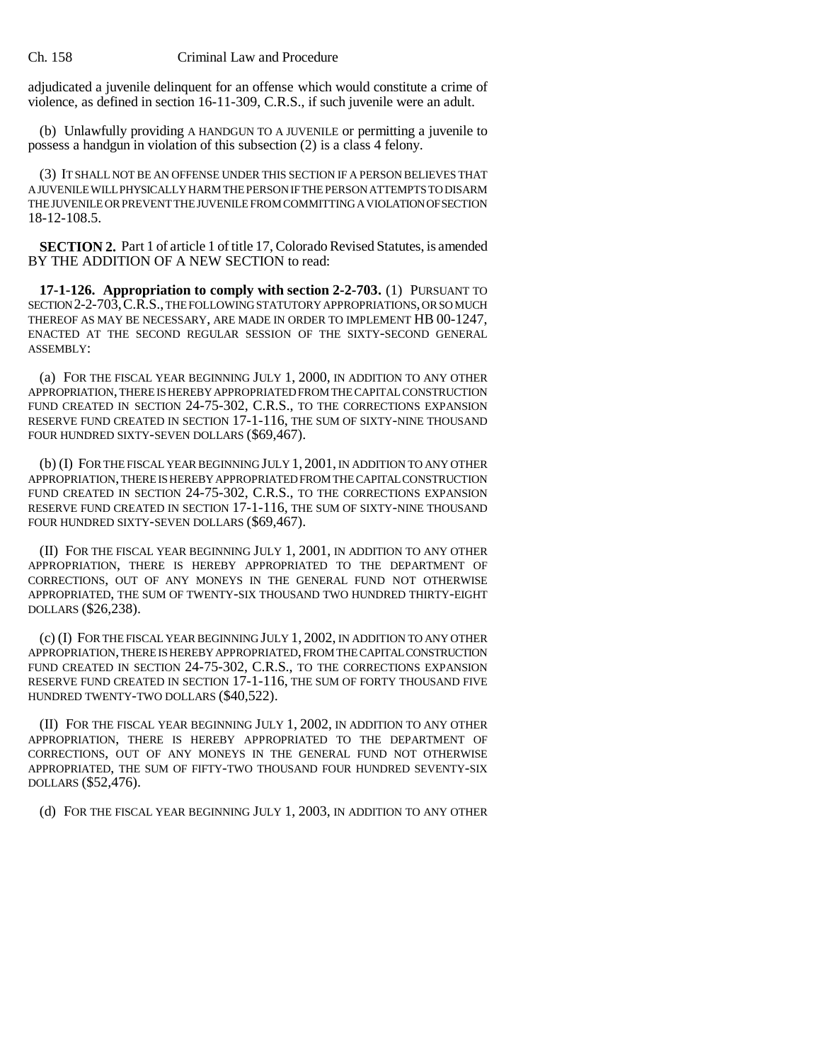adjudicated a juvenile delinquent for an offense which would constitute a crime of violence, as defined in section 16-11-309, C.R.S., if such juvenile were an adult.

(b) Unlawfully providing A HANDGUN TO A JUVENILE or permitting a juvenile to possess a handgun in violation of this subsection (2) is a class 4 felony.

(3) IT SHALL NOT BE AN OFFENSE UNDER THIS SECTION IF A PERSON BELIEVES THAT A JUVENILE WILL PHYSICALLY HARM THE PERSON IF THE PERSON ATTEMPTS TO DISARM THE JUVENILE OR PREVENT THE JUVENILE FROM COMMITTING A VIOLATION OF SECTION 18-12-108.5.

**SECTION 2.** Part 1 of article 1 of title 17, Colorado Revised Statutes, is amended BY THE ADDITION OF A NEW SECTION to read:

**17-1-126. Appropriation to comply with section 2-2-703.** (1) PURSUANT TO SECTION 2-2-703, C.R.S., THE FOLLOWING STATUTORY APPROPRIATIONS, OR SO MUCH THEREOF AS MAY BE NECESSARY, ARE MADE IN ORDER TO IMPLEMENT HB 00-1247, ENACTED AT THE SECOND REGULAR SESSION OF THE SIXTY-SECOND GENERAL ASSEMBLY:

(a) FOR THE FISCAL YEAR BEGINNING JULY 1, 2000, IN ADDITION TO ANY OTHER APPROPRIATION, THERE IS HEREBY APPROPRIATED FROM THE CAPITAL CONSTRUCTION FUND CREATED IN SECTION 24-75-302, C.R.S., TO THE CORRECTIONS EXPANSION RESERVE FUND CREATED IN SECTION 17-1-116, THE SUM OF SIXTY-NINE THOUSAND FOUR HUNDRED SIXTY-SEVEN DOLLARS ($69,467).

(b) (I) FOR THE FISCAL YEAR BEGINNING JULY 1, 2001, IN ADDITION TO ANY OTHER APPROPRIATION, THERE IS HEREBY APPROPRIATED FROM THE CAPITAL CONSTRUCTION FUND CREATED IN SECTION 24-75-302, C.R.S., TO THE CORRECTIONS EXPANSION RESERVE FUND CREATED IN SECTION 17-1-116, THE SUM OF SIXTY-NINE THOUSAND FOUR HUNDRED SIXTY-SEVEN DOLLARS ($69,467).

(II) FOR THE FISCAL YEAR BEGINNING JULY 1, 2001, IN ADDITION TO ANY OTHER APPROPRIATION, THERE IS HEREBY APPROPRIATED TO THE DEPARTMENT OF CORRECTIONS, OUT OF ANY MONEYS IN THE GENERAL FUND NOT OTHERWISE APPROPRIATED, THE SUM OF TWENTY-SIX THOUSAND TWO HUNDRED THIRTY-EIGHT DOLLARS ($26,238).

(c) (I) FOR THE FISCAL YEAR BEGINNING JULY 1, 2002, IN ADDITION TO ANY OTHER APPROPRIATION, THERE IS HEREBY APPROPRIATED, FROM THE CAPITAL CONSTRUCTION FUND CREATED IN SECTION 24-75-302, C.R.S., TO THE CORRECTIONS EXPANSION RESERVE FUND CREATED IN SECTION 17-1-116, THE SUM OF FORTY THOUSAND FIVE HUNDRED TWENTY-TWO DOLLARS ($40,522).

(II) FOR THE FISCAL YEAR BEGINNING JULY 1, 2002, IN ADDITION TO ANY OTHER APPROPRIATION, THERE IS HEREBY APPROPRIATED TO THE DEPARTMENT OF CORRECTIONS, OUT OF ANY MONEYS IN THE GENERAL FUND NOT OTHERWISE APPROPRIATED, THE SUM OF FIFTY-TWO THOUSAND FOUR HUNDRED SEVENTY-SIX DOLLARS ($52,476).

(d) FOR THE FISCAL YEAR BEGINNING JULY 1, 2003, IN ADDITION TO ANY OTHER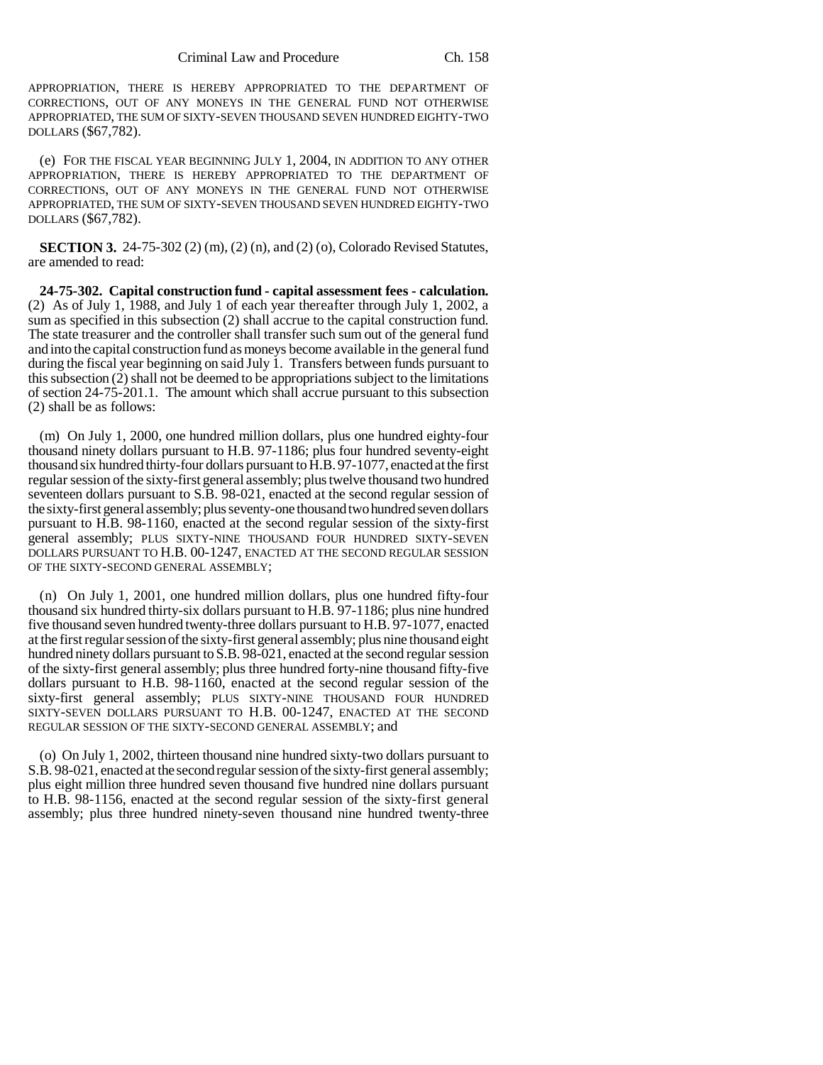APPROPRIATION, THERE IS HEREBY APPROPRIATED TO THE DEPARTMENT OF CORRECTIONS, OUT OF ANY MONEYS IN THE GENERAL FUND NOT OTHERWISE APPROPRIATED, THE SUM OF SIXTY-SEVEN THOUSAND SEVEN HUNDRED EIGHTY-TWO DOLLARS ($67,782).

(e) FOR THE FISCAL YEAR BEGINNING JULY 1, 2004, IN ADDITION TO ANY OTHER APPROPRIATION, THERE IS HEREBY APPROPRIATED TO THE DEPARTMENT OF CORRECTIONS, OUT OF ANY MONEYS IN THE GENERAL FUND NOT OTHERWISE APPROPRIATED, THE SUM OF SIXTY-SEVEN THOUSAND SEVEN HUNDRED EIGHTY-TWO DOLLARS ($67,782).

**SECTION 3.** 24-75-302 (2) (m), (2) (n), and (2) (o), Colorado Revised Statutes, are amended to read:

**24-75-302. Capital construction fund - capital assessment fees - calculation.** (2) As of July 1, 1988, and July 1 of each year thereafter through July 1, 2002, a sum as specified in this subsection (2) shall accrue to the capital construction fund. The state treasurer and the controller shall transfer such sum out of the general fund and into the capital construction fund as moneys become available in the general fund during the fiscal year beginning on said July 1. Transfers between funds pursuant to this subsection (2) shall not be deemed to be appropriations subject to the limitations of section 24-75-201.1. The amount which shall accrue pursuant to this subsection (2) shall be as follows:

(m) On July 1, 2000, one hundred million dollars, plus one hundred eighty-four thousand ninety dollars pursuant to H.B. 97-1186; plus four hundred seventy-eight thousand six hundred thirty-four dollars pursuant to H.B. 97-1077, enacted at the first regular session of the sixty-first general assembly; plus twelve thousand two hundred seventeen dollars pursuant to S.B. 98-021, enacted at the second regular session of the sixty-first general assembly; plus seventy-one thousand two hundred seven dollars pursuant to H.B. 98-1160, enacted at the second regular session of the sixty-first general assembly; PLUS SIXTY-NINE THOUSAND FOUR HUNDRED SIXTY-SEVEN DOLLARS PURSUANT TO H.B. 00-1247, ENACTED AT THE SECOND REGULAR SESSION OF THE SIXTY-SECOND GENERAL ASSEMBLY;

(n) On July 1, 2001, one hundred million dollars, plus one hundred fifty-four thousand six hundred thirty-six dollars pursuant to H.B. 97-1186; plus nine hundred five thousand seven hundred twenty-three dollars pursuant to H.B. 97-1077, enacted at the first regular session of the sixty-first general assembly; plus nine thousand eight hundred ninety dollars pursuant to S.B. 98-021, enacted at the second regular session of the sixty-first general assembly; plus three hundred forty-nine thousand fifty-five dollars pursuant to H.B. 98-1160, enacted at the second regular session of the sixty-first general assembly; PLUS SIXTY-NINE THOUSAND FOUR HUNDRED SIXTY-SEVEN DOLLARS PURSUANT TO H.B. 00-1247, ENACTED AT THE SECOND REGULAR SESSION OF THE SIXTY-SECOND GENERAL ASSEMBLY; and

(o) On July 1, 2002, thirteen thousand nine hundred sixty-two dollars pursuant to S.B. 98-021, enacted at the second regular session of the sixty-first general assembly; plus eight million three hundred seven thousand five hundred nine dollars pursuant to H.B. 98-1156, enacted at the second regular session of the sixty-first general assembly; plus three hundred ninety-seven thousand nine hundred twenty-three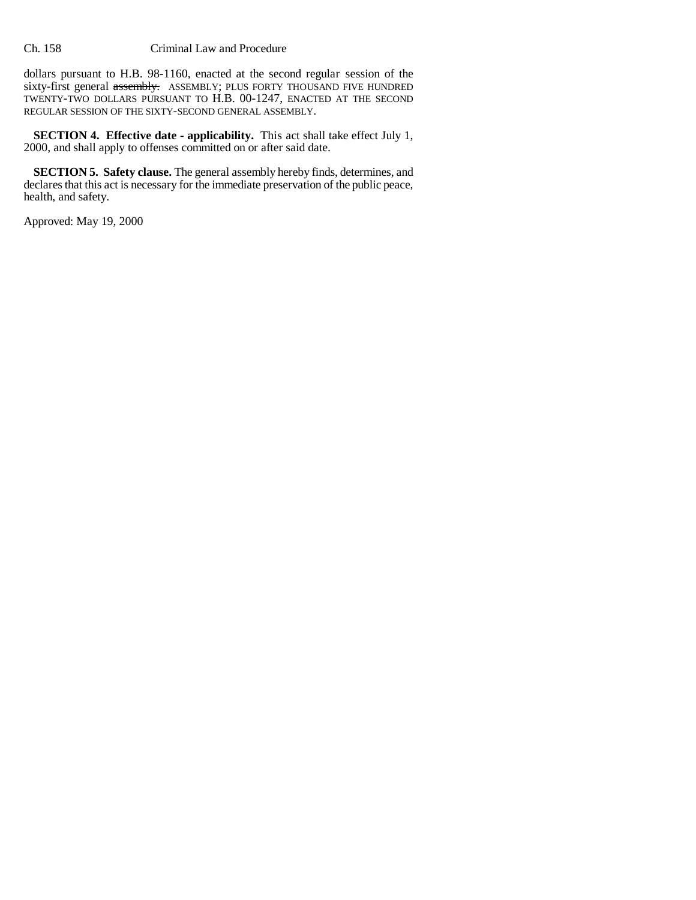dollars pursuant to H.B. 98-1160, enacted at the second regular session of the sixty-first general ~~assembly.~~ ASSEMBLY; PLUS FORTY THOUSAND FIVE HUNDRED TWENTY-TWO DOLLARS PURSUANT TO H.B. 00-1247, ENACTED AT THE SECOND REGULAR SESSION OF THE SIXTY-SECOND GENERAL ASSEMBLY.

**SECTION 4. Effective date - applicability.** This act shall take effect July 1, 2000, and shall apply to offenses committed on or after said date.

**SECTION 5. Safety clause.** The general assembly hereby finds, determines, and declares that this act is necessary for the immediate preservation of the public peace, health, and safety.

Approved: May 19, 2000